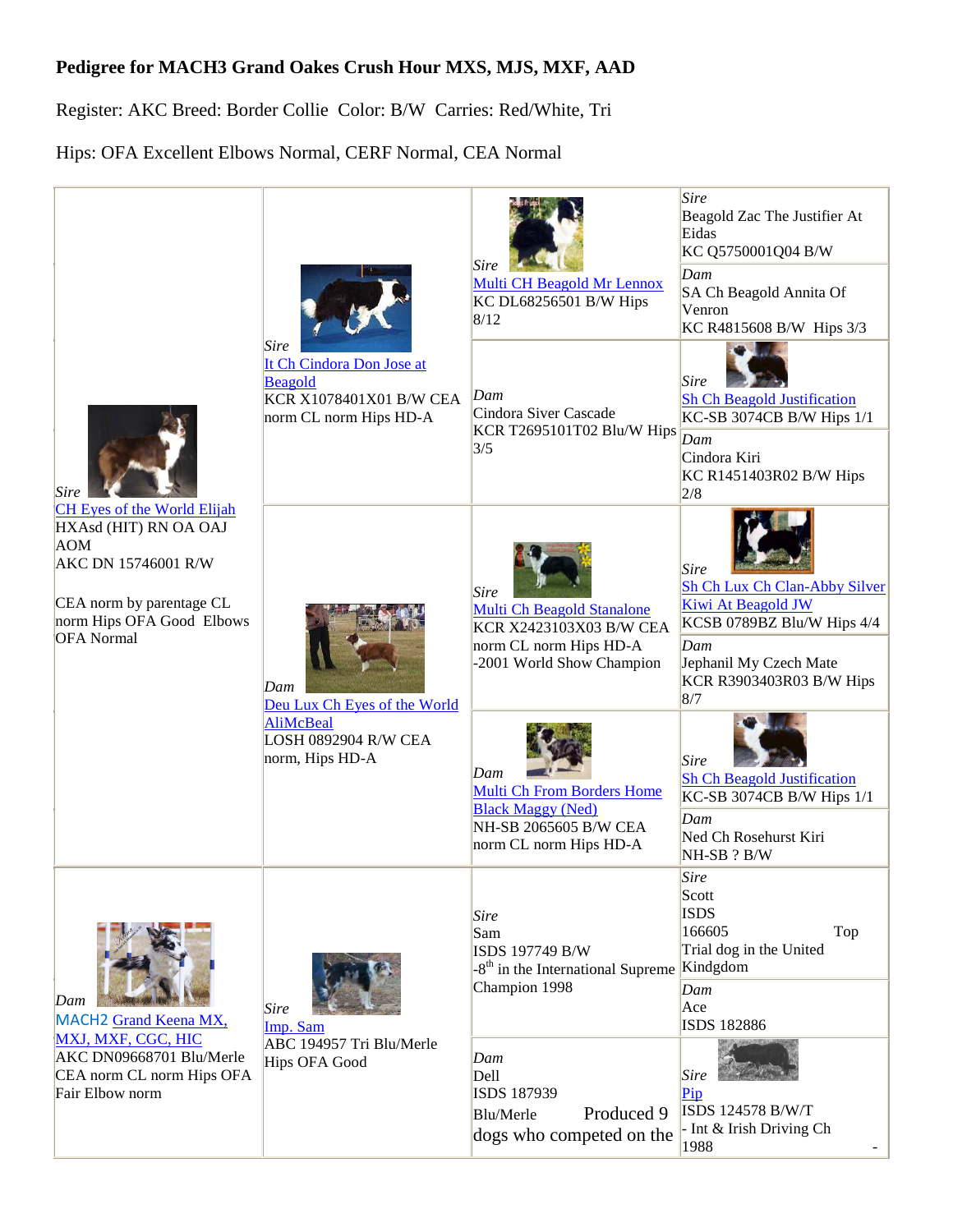**Pedigree for MACH3 Grand Oakes Crush Hour MXS, MJS, MXF, AAD**

Register: AKC Breed: Border Collie Color: B/W Carries: Red/White, Tri

Hips: OFA Excellent Elbows Normal, CERF Normal, CEA Normal

| | | | |
|---|---|---|---|
| *Sire* CH Eyes of the World Elijah HXAsd (HIT) RN OA OAJ AOM AKC DN 15746001 R/W CEA norm by parentage CL norm Hips OFA Good Elbows OFA Normal | *Sire* It Ch Cindora Don Jose at Beagold KCR X1078401X01 B/W CEA norm CL norm Hips HD-A | *Sire* Multi CH Beagold Mr Lennox KC DL68256501 B/W Hips 8/12 | *Sire* Beagold Zac The Justifier At Eidas KC Q5750001Q04 B/W |
| | | | *Dam* SA Ch Beagold Annita Of Venron KC R4815608 B/W Hips 3/3 |
| | | *Dam* Cindora Siver Cascade KCR T2695101T02 Blu/W Hips 3/5 | *Sire* Sh Ch Beagold Justification KC-SB 3074CB B/W Hips 1/1 |
| | | | *Dam* Cindora Kiri KC R1451403R02 B/W Hips 2/8 |
| | *Dam* Deu Lux Ch Eyes of the World AliMcBeal LOSH 0892904 R/W CEA norm, Hips HD-A | *Sire* Multi Ch Beagold Stanalone KCR X2423103X03 B/W CEA norm CL norm Hips HD-A -2001 World Show Champion | *Sire* Sh Ch Lux Ch Clan-Abby Silver Kiwi At Beagold JW KCSB 0789BZ Blu/W Hips 4/4 |
| | | | *Dam* Jephanil My Czech Mate KCR R3903403R03 B/W Hips 8/7 |
| | | *Dam* Multi Ch From Borders Home Black Maggy (Ned) NH-SB 2065605 B/W CEA norm CL norm Hips HD-A | *Sire* Sh Ch Beagold Justification KC-SB 3074CB B/W Hips 1/1 |
| | | | *Dam* Ned Ch Rosehurst Kiri NH-SB ? B/W |
| *Dam* MACH2 Grand Keena MX, MXJ, MXF, CGC, HIC AKC DN09668701 Blu/Merle CEA norm CL norm Hips OFA Fair Elbow norm | *Sire* Imp. Sam ABC 194957 Tri Blu/Merle Hips OFA Good | *Sire* Sam ISDS 197749 B/W -8th in the International Supreme Champion 1998 | *Sire* Scott ISDS 166605 Top Trial dog in the United Kindgdom |
| | | | *Dam* Ace ISDS 182886 |
| | | *Dam* Dell ISDS 187939 Blu/Merle Produced 9 dogs who competed on the | *Sire* Pip ISDS 124578 B/W/T - Int & Irish Driving Ch 1988 - |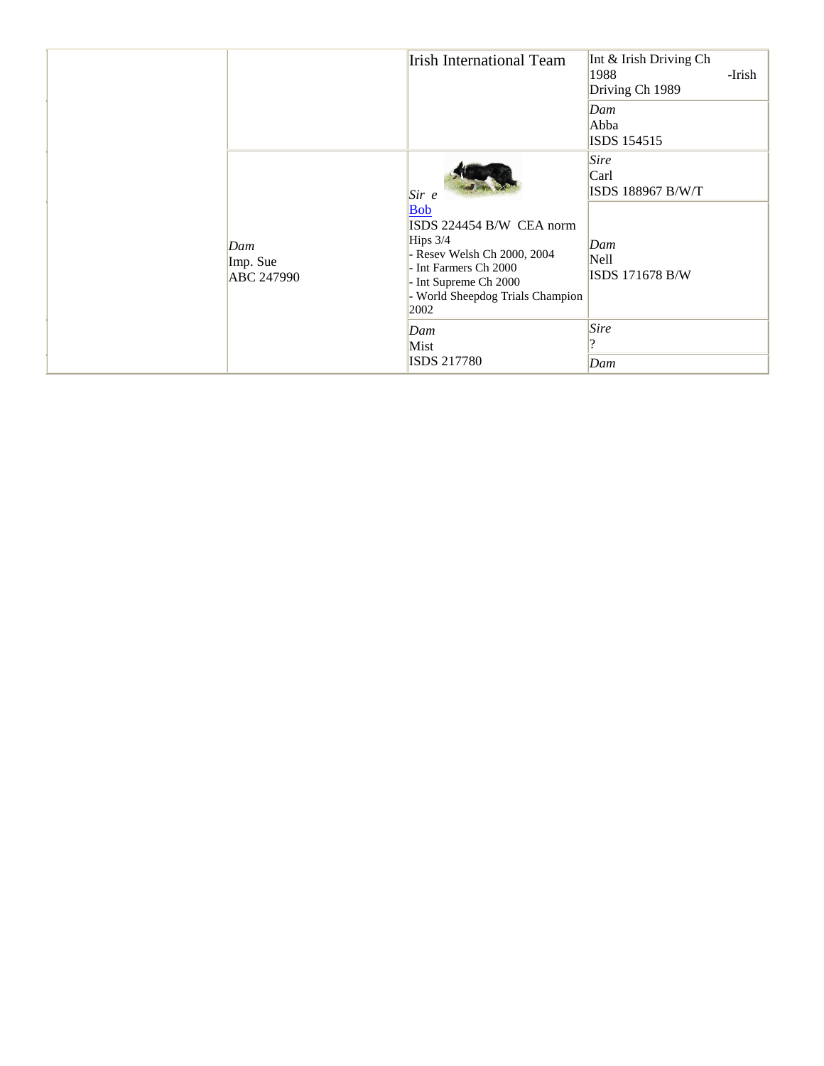| | | | |
|---|---|---|---|
| | | Irish International Team | Int & Irish Driving Ch 1988 -Irish Driving Ch 1989 |
| | | | *Dam*<br>Abba<br>ISDS 154515 |
| | *Dam*<br>Imp. Sue<br>ABC 247990 | *Sir e*<br>Bob<br>ISDS 224454 B/W CEA norm<br>Hips 3/4<br>- Resev Welsh Ch 2000, 2004<br>- Int Farmers Ch 2000<br>- Int Supreme Ch 2000<br>- World Sheepdog Trials Champion 2002 | *Sire*<br>Carl<br>ISDS 188967 B/W/T |
| | | | *Dam*<br>Nell<br>ISDS 171678 B/W |
| | | *Dam*<br>Mist<br>ISDS 217780 | *Sire*<br>? |
| | | | *Dam* |